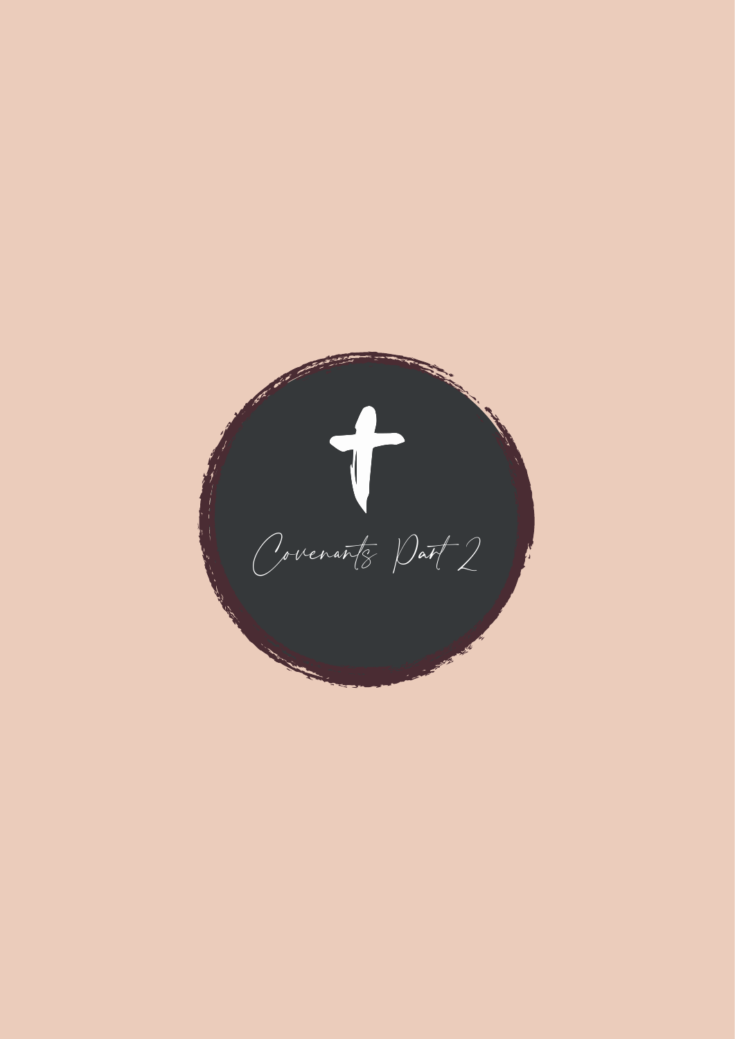# Covenants Part 2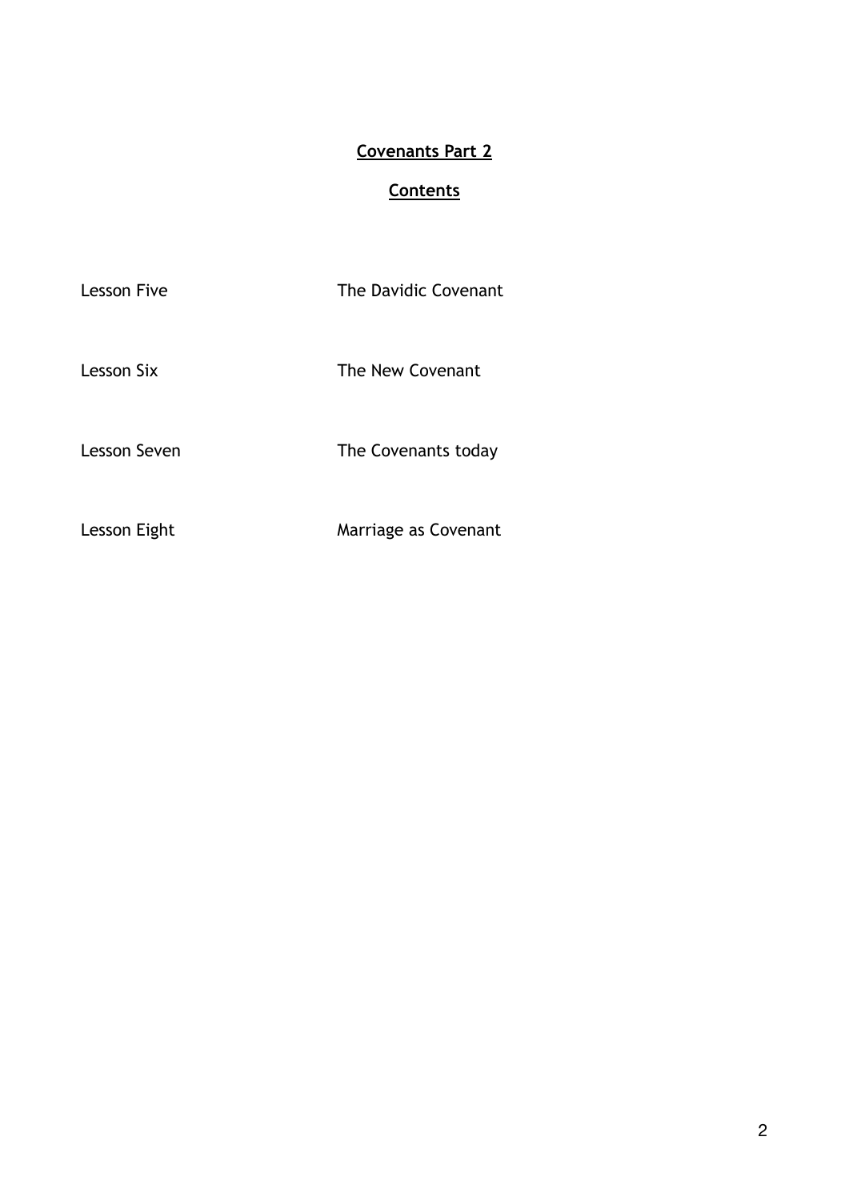**Covenants Part 2**

**Contents**

| | |
|---|---|
| Lesson Five | The Davidic Covenant |
| Lesson Six | The New Covenant |
| Lesson Seven | The Covenants today |
| Lesson Eight | Marriage as Covenant |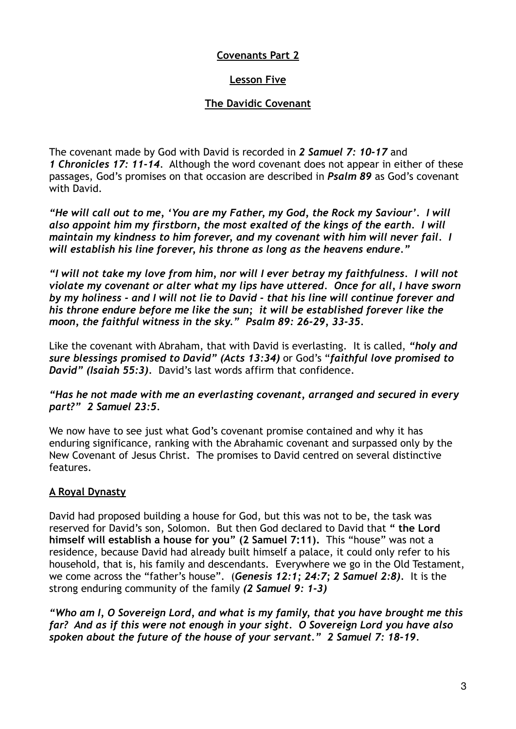**Covenants Part 2**

**Lesson Five**

**The Davidic Covenant**

The covenant made by God with David is recorded in ***2 Samuel 7: 10-17*** and ***1 Chronicles 17: 11-14***. Although the word covenant does not appear in either of these passages, God's promises on that occasion are described in ***Psalm 89*** as God's covenant with David.

***"He will call out to me, 'You are my Father, my God, the Rock my Saviour'. I will also appoint him my firstborn, the most exalted of the kings of the earth. I will maintain my kindness to him forever, and my covenant with him will never fail. I will establish his line forever, his throne as long as the heavens endure."***

***"I will not take my love from him, nor will I ever betray my faithfulness. I will not violate my covenant or alter what my lips have uttered. Once for all, I have sworn by my holiness - and I will not lie to David - that his line will continue forever and his throne endure before me like the sun; it will be established forever like the moon, the faithful witness in the sky." Psalm 89: 26-29, 33-35.***

Like the covenant with Abraham, that with David is everlasting. It is called, ***"holy and sure blessings promised to David" (Acts 13:34)*** or God's "***faithful love promised to David" (Isaiah 55:3).*** David's last words affirm that confidence.

***"Has he not made with me an everlasting covenant, arranged and secured in every part?" 2 Samuel 23:5.***

We now have to see just what God's covenant promise contained and why it has enduring significance, ranking with the Abrahamic covenant and surpassed only by the New Covenant of Jesus Christ. The promises to David centred on several distinctive features.

**A Royal Dynasty**

David had proposed building a house for God, but this was not to be, the task was reserved for David's son, Solomon. But then God declared to David that **" the Lord himself will establish a house for you" (2 Samuel 7:11).** This "house" was not a residence, because David had already built himself a palace, it could only refer to his household, that is, his family and descendants. Everywhere we go in the Old Testament, we come across the "father's house". (***Genesis 12:1; 24:7; 2 Samuel 2:8).*** It is the strong enduring community of the family ***(2 Samuel 9: 1-3)***

***"Who am I, O Sovereign Lord, and what is my family, that you have brought me this far? And as if this were not enough in your sight. O Sovereign Lord you have also spoken about the future of the house of your servant." 2 Samuel 7: 18-19.***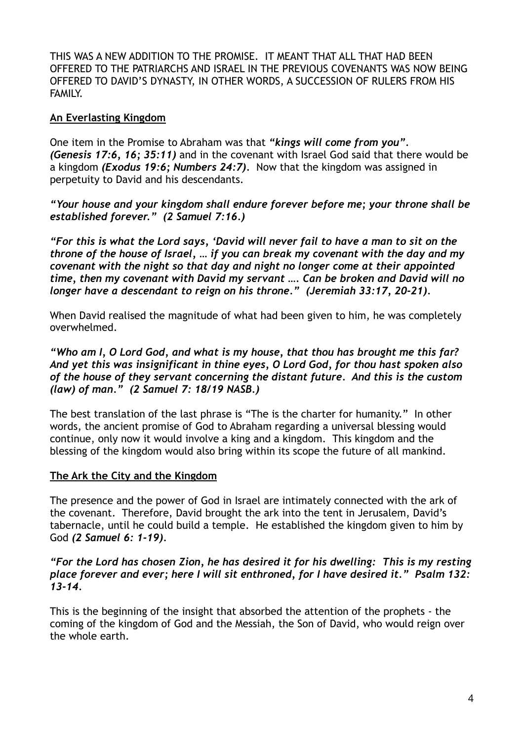THIS WAS A NEW ADDITION TO THE PROMISE. IT MEANT THAT ALL THAT HAD BEEN OFFERED TO THE PATRIARCHS AND ISRAEL IN THE PREVIOUS COVENANTS WAS NOW BEING OFFERED TO DAVID'S DYNASTY, IN OTHER WORDS, A SUCCESSION OF RULERS FROM HIS FAMILY.

## An Everlasting Kingdom

One item in the Promise to Abraham was that ***"kings will come from you"***. ***(Genesis 17:6, 16; 35:11)*** and in the covenant with Israel God said that there would be a kingdom ***(Exodus 19:6; Numbers 24:7)***. Now that the kingdom was assigned in perpetuity to David and his descendants.

***"Your house and your kingdom shall endure forever before me; your throne shall be established forever." (2 Samuel 7:16.)***

***"For this is what the Lord says, 'David will never fail to have a man to sit on the throne of the house of Israel, … if you can break my covenant with the day and my covenant with the night so that day and night no longer come at their appointed time, then my covenant with David my servant …. Can be broken and David will no longer have a descendant to reign on his throne." (Jeremiah 33:17, 20-21).***

When David realised the magnitude of what had been given to him, he was completely overwhelmed.

***"Who am I, O Lord God, and what is my house, that thou has brought me this far? And yet this was insignificant in thine eyes, O Lord God, for thou hast spoken also of the house of they servant concerning the distant future. And this is the custom (law) of man." (2 Samuel 7: 18/19 NASB.)***

The best translation of the last phrase is "The is the charter for humanity." In other words, the ancient promise of God to Abraham regarding a universal blessing would continue, only now it would involve a king and a kingdom. This kingdom and the blessing of the kingdom would also bring within its scope the future of all mankind.

## The Ark the City and the Kingdom

The presence and the power of God in Israel are intimately connected with the ark of the covenant. Therefore, David brought the ark into the tent in Jerusalem, David's tabernacle, until he could build a temple. He established the kingdom given to him by God ***(2 Samuel 6: 1-19)***.

***"For the Lord has chosen Zion, he has desired it for his dwelling: This is my resting place forever and ever; here I will sit enthroned, for I have desired it." Psalm 132: 13-14.***

This is the beginning of the insight that absorbed the attention of the prophets - the coming of the kingdom of God and the Messiah, the Son of David, who would reign over the whole earth.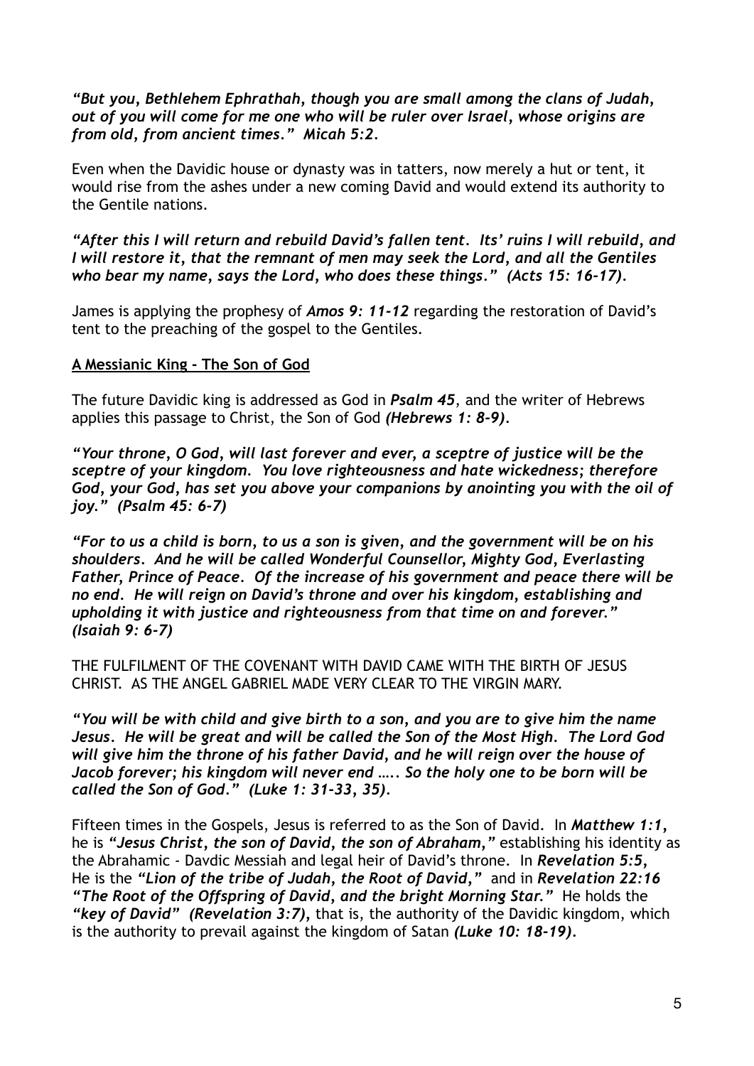***"But you, Bethlehem Ephrathah, though you are small among the clans of Judah, out of you will come for me one who will be ruler over Israel, whose origins are from old, from ancient times." Micah 5:2.***

Even when the Davidic house or dynasty was in tatters, now merely a hut or tent, it would rise from the ashes under a new coming David and would extend its authority to the Gentile nations.

***"After this I will return and rebuild David's fallen tent. Its' ruins I will rebuild, and I will restore it, that the remnant of men may seek the Lord, and all the Gentiles who bear my name, says the Lord, who does these things." (Acts 15: 16-17).***

James is applying the prophesy of ***Amos 9: 11-12*** regarding the restoration of David's tent to the preaching of the gospel to the Gentiles.

**<u>A Messianic King - The Son of God</u>**

The future Davidic king is addressed as God in ***Psalm 45***, and the writer of Hebrews applies this passage to Christ, the Son of God ***(Hebrews 1: 8-9).***

***"Your throne, O God, will last forever and ever, a sceptre of justice will be the sceptre of your kingdom. You love righteousness and hate wickedness; therefore God, your God, has set you above your companions by anointing you with the oil of joy." (Psalm 45: 6-7)***

***"For to us a child is born, to us a son is given, and the government will be on his shoulders. And he will be called Wonderful Counsellor, Mighty God, Everlasting Father, Prince of Peace. Of the increase of his government and peace there will be no end. He will reign on David's throne and over his kingdom, establishing and upholding it with justice and righteousness from that time on and forever." (Isaiah 9: 6-7)***

THE FULFILMENT OF THE COVENANT WITH DAVID CAME WITH THE BIRTH OF JESUS CHRIST. AS THE ANGEL GABRIEL MADE VERY CLEAR TO THE VIRGIN MARY.

***"You will be with child and give birth to a son, and you are to give him the name Jesus. He will be great and will be called the Son of the Most High. The Lord God will give him the throne of his father David, and he will reign over the house of Jacob forever; his kingdom will never end ….. So the holy one to be born will be called the Son of God." (Luke 1: 31-33, 35).***

Fifteen times in the Gospels, Jesus is referred to as the Son of David. In ***Matthew 1:1,*** he is ***"Jesus Christ, the son of David, the son of Abraham,"*** establishing his identity as the Abrahamic - Davdic Messiah and legal heir of David's throne. In ***Revelation 5:5,*** He is the ***"Lion of the tribe of Judah, the Root of David,"*** and in ***Revelation 22:16 "The Root of the Offspring of David, and the bright Morning Star."*** He holds the ***"key of David" (Revelation 3:7),*** that is, the authority of the Davidic kingdom, which is the authority to prevail against the kingdom of Satan ***(Luke 10: 18-19).***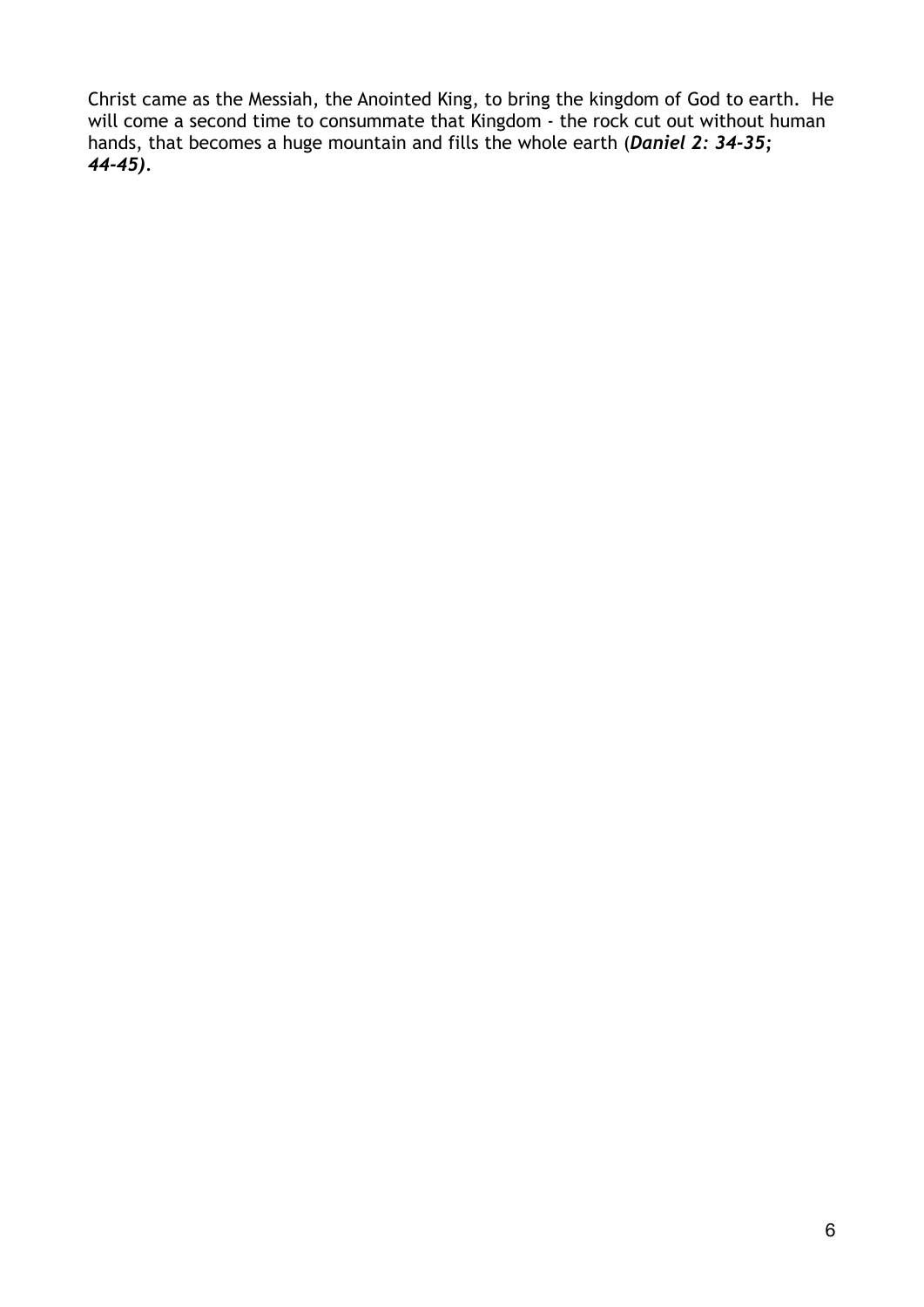Christ came as the Messiah, the Anointed King, to bring the kingdom of God to earth. He will come a second time to consummate that Kingdom - the rock cut out without human hands, that becomes a huge mountain and fills the whole earth (***Daniel 2: 34-35; 44-45)***.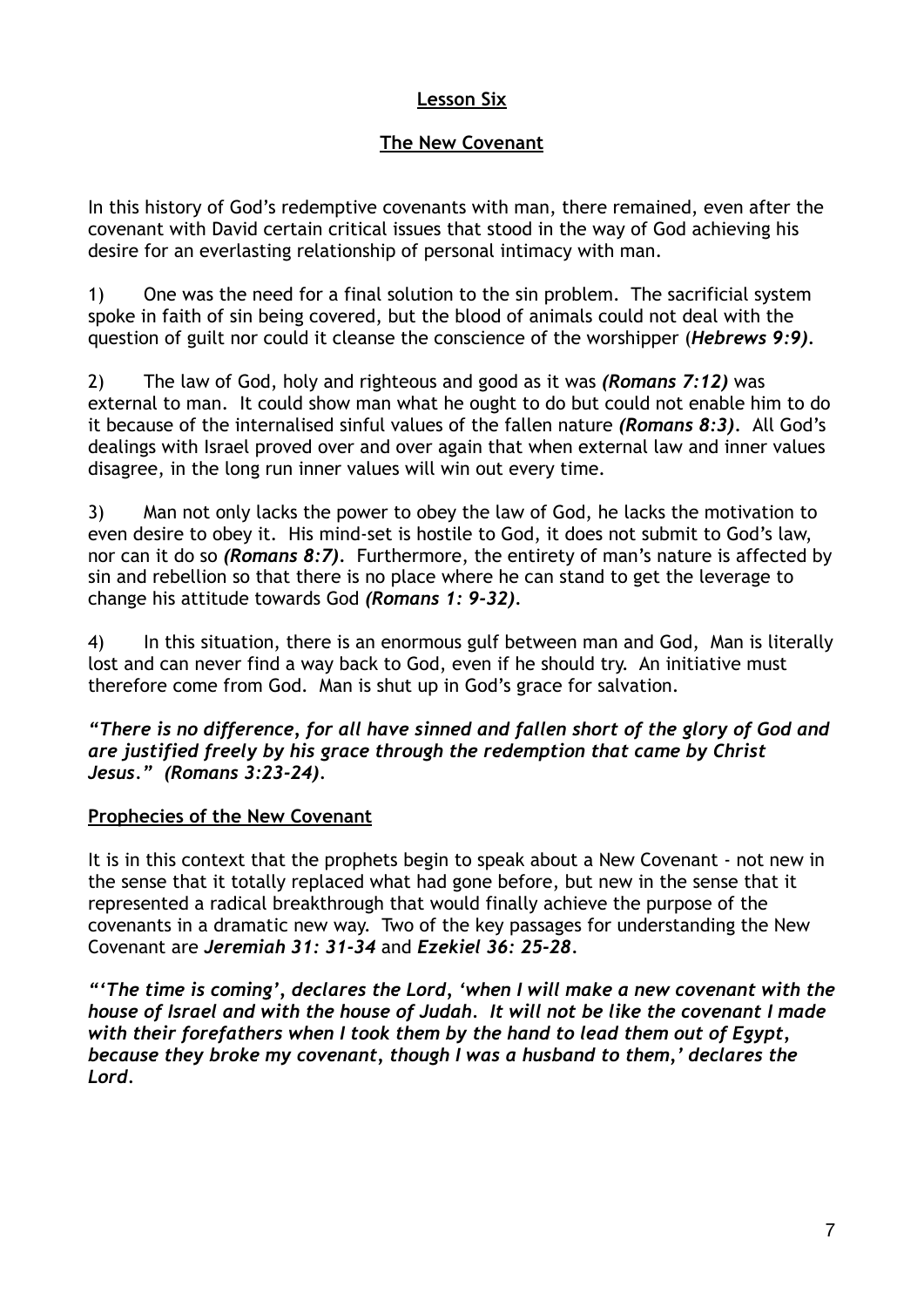## Lesson Six

## The New Covenant

In this history of God's redemptive covenants with man, there remained, even after the covenant with David certain critical issues that stood in the way of God achieving his desire for an everlasting relationship of personal intimacy with man.

1) One was the need for a final solution to the sin problem. The sacrificial system spoke in faith of sin being covered, but the blood of animals could not deal with the question of guilt nor could it cleanse the conscience of the worshipper (***Hebrews 9:9)***.

2) The law of God, holy and righteous and good as it was ***(Romans 7:12)*** was external to man. It could show man what he ought to do but could not enable him to do it because of the internalised sinful values of the fallen nature ***(Romans 8:3)***. All God's dealings with Israel proved over and over again that when external law and inner values disagree, in the long run inner values will win out every time.

3) Man not only lacks the power to obey the law of God, he lacks the motivation to even desire to obey it. His mind-set is hostile to God, it does not submit to God's law, nor can it do so ***(Romans 8:7)***. Furthermore, the entirety of man's nature is affected by sin and rebellion so that there is no place where he can stand to get the leverage to change his attitude towards God ***(Romans 1: 9-32)***.

4) In this situation, there is an enormous gulf between man and God, Man is literally lost and can never find a way back to God, even if he should try. An initiative must therefore come from God. Man is shut up in God's grace for salvation.

***"There is no difference, for all have sinned and fallen short of the glory of God and are justified freely by his grace through the redemption that came by Christ Jesus." (Romans 3:23-24)***.

### Prophecies of the New Covenant

It is in this context that the prophets begin to speak about a New Covenant - not new in the sense that it totally replaced what had gone before, but new in the sense that it represented a radical breakthrough that would finally achieve the purpose of the covenants in a dramatic new way. Two of the key passages for understanding the New Covenant are ***Jeremiah 31: 31-34*** and ***Ezekiel 36: 25-28***.

***"'The time is coming', declares the Lord, 'when I will make a new covenant with the house of Israel and with the house of Judah. It will not be like the covenant I made with their forefathers when I took them by the hand to lead them out of Egypt, because they broke my covenant, though I was a husband to them,' declares the Lord.***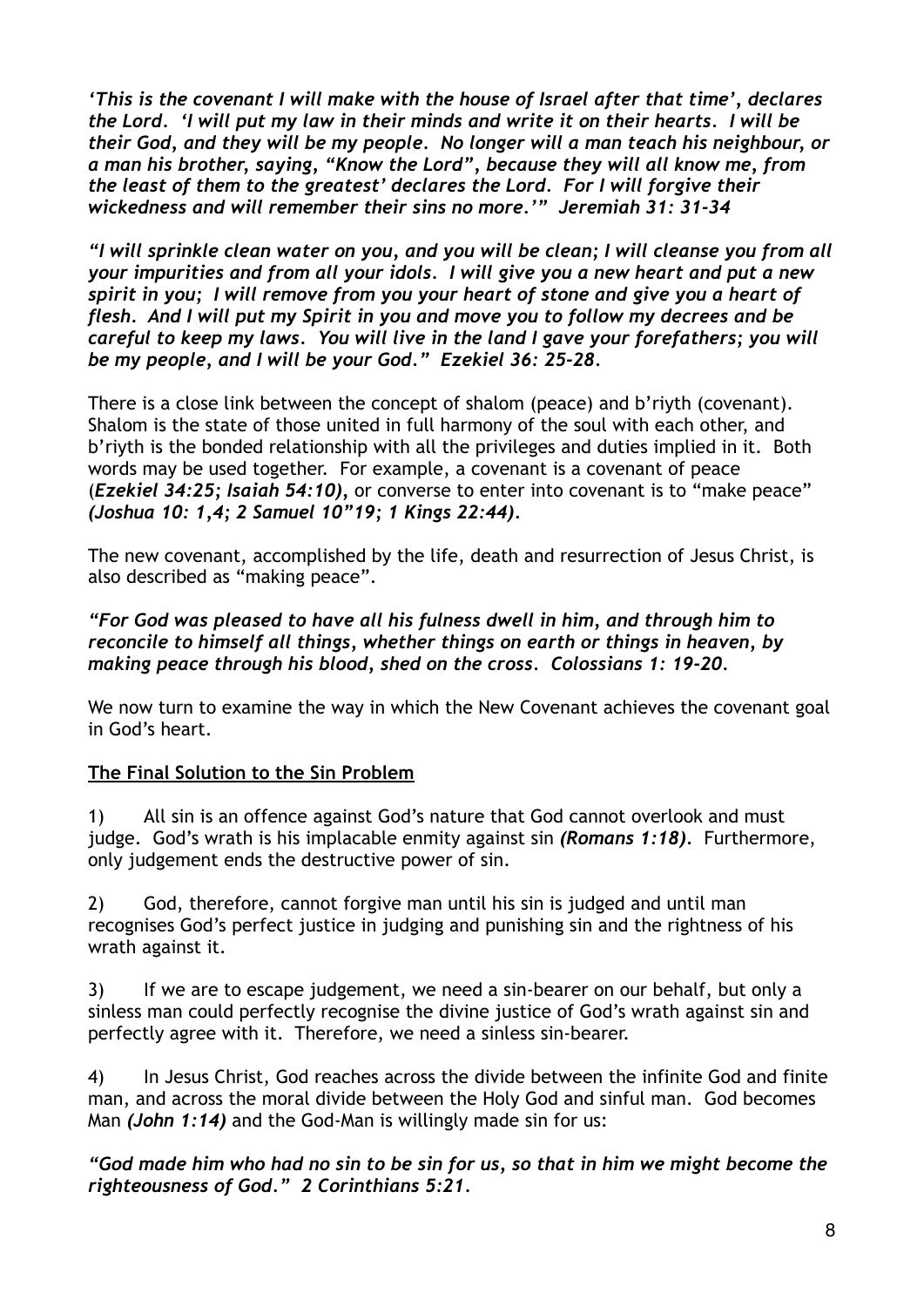*'This is the covenant I will make with the house of Israel after that time', declares the Lord. 'I will put my law in their minds and write it on their hearts. I will be their God, and they will be my people. No longer will a man teach his neighbour, or a man his brother, saying, "Know the Lord", because they will all know me, from the least of them to the greatest' declares the Lord. For I will forgive their wickedness and will remember their sins no more.'" Jeremiah 31: 31-34*

*"I will sprinkle clean water on you, and you will be clean; I will cleanse you from all your impurities and from all your idols. I will give you a new heart and put a new spirit in you; I will remove from you your heart of stone and give you a heart of flesh. And I will put my Spirit in you and move you to follow my decrees and be careful to keep my laws. You will live in the land I gave your forefathers; you will be my people, and I will be your God." Ezekiel 36: 25-28.*

There is a close link between the concept of shalom (peace) and b'riyth (covenant). Shalom is the state of those united in full harmony of the soul with each other, and b'riyth is the bonded relationship with all the privileges and duties implied in it. Both words may be used together. For example, a covenant is a covenant of peace (***Ezekiel 34:25; Isaiah 54:10)***, or converse to enter into covenant is to "make peace" ***(Joshua 10: 1,4; 2 Samuel 10"19; 1 Kings 22:44)***.

The new covenant, accomplished by the life, death and resurrection of Jesus Christ, is also described as "making peace".

***"For God was pleased to have all his fulness dwell in him, and through him to reconcile to himself all things, whether things on earth or things in heaven, by making peace through his blood, shed on the cross. Colossians 1: 19-20.***

We now turn to examine the way in which the New Covenant achieves the covenant goal in God's heart.

**The Final Solution to the Sin Problem**

1) All sin is an offence against God's nature that God cannot overlook and must judge. God's wrath is his implacable enmity against sin ***(Romans 1:18)***. Furthermore, only judgement ends the destructive power of sin.

2) God, therefore, cannot forgive man until his sin is judged and until man recognises God's perfect justice in judging and punishing sin and the rightness of his wrath against it.

3) If we are to escape judgement, we need a sin-bearer on our behalf, but only a sinless man could perfectly recognise the divine justice of God's wrath against sin and perfectly agree with it. Therefore, we need a sinless sin-bearer.

4) In Jesus Christ, God reaches across the divide between the infinite God and finite man, and across the moral divide between the Holy God and sinful man. God becomes Man ***(John 1:14)*** and the God-Man is willingly made sin for us:

***"God made him who had no sin to be sin for us, so that in him we might become the righteousness of God." 2 Corinthians 5:21.***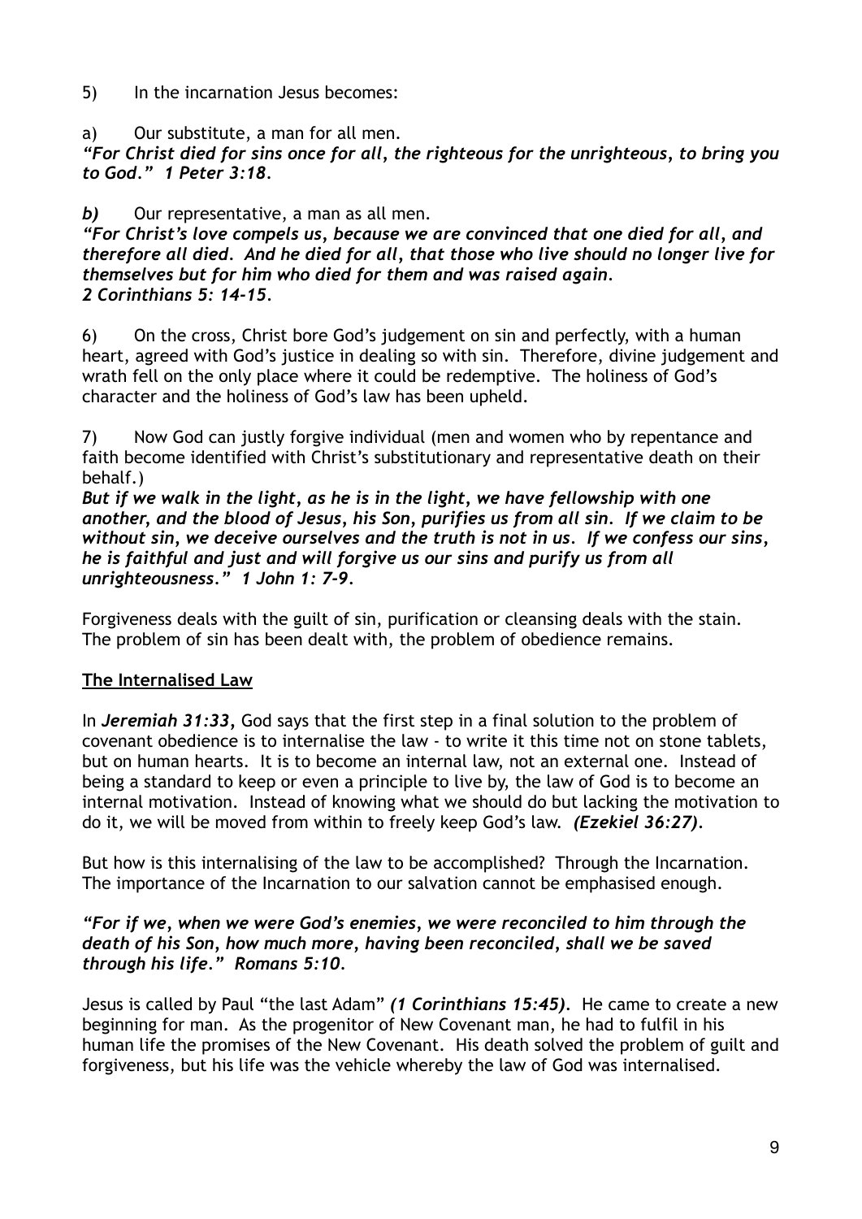5) In the incarnation Jesus becomes:

a) Our substitute, a man for all men.
***"For Christ died for sins once for all, the righteous for the unrighteous, to bring you to God." 1 Peter 3:18.***

***b)*** Our representative, a man as all men.
***"For Christ's love compels us, because we are convinced that one died for all, and therefore all died. And he died for all, that those who live should no longer live for themselves but for him who died for them and was raised again.***
***2 Corinthians 5: 14-15.***

6) On the cross, Christ bore God's judgement on sin and perfectly, with a human heart, agreed with God's justice in dealing so with sin. Therefore, divine judgement and wrath fell on the only place where it could be redemptive. The holiness of God's character and the holiness of God's law has been upheld.

7) Now God can justly forgive individual (men and women who by repentance and faith become identified with Christ's substitutionary and representative death on their behalf.)
***But if we walk in the light, as he is in the light, we have fellowship with one another, and the blood of Jesus, his Son, purifies us from all sin. If we claim to be without sin, we deceive ourselves and the truth is not in us. If we confess our sins, he is faithful and just and will forgive us our sins and purify us from all unrighteousness." 1 John 1: 7-9.***

Forgiveness deals with the guilt of sin, purification or cleansing deals with the stain. The problem of sin has been dealt with, the problem of obedience remains.

**The Internalised Law**

In ***Jeremiah 31:33,*** God says that the first step in a final solution to the problem of covenant obedience is to internalise the law - to write it this time not on stone tablets, but on human hearts. It is to become an internal law, not an external one. Instead of being a standard to keep or even a principle to live by, the law of God is to become an internal motivation. Instead of knowing what we should do but lacking the motivation to do it, we will be moved from within to freely keep God's law. ***(Ezekiel 36:27).***

But how is this internalising of the law to be accomplished? Through the Incarnation. The importance of the Incarnation to our salvation cannot be emphasised enough.

***"For if we, when we were God's enemies, we were reconciled to him through the death of his Son, how much more, having been reconciled, shall we be saved through his life." Romans 5:10.***

Jesus is called by Paul "the last Adam" ***(1 Corinthians 15:45).*** He came to create a new beginning for man. As the progenitor of New Covenant man, he had to fulfil in his human life the promises of the New Covenant. His death solved the problem of guilt and forgiveness, but his life was the vehicle whereby the law of God was internalised.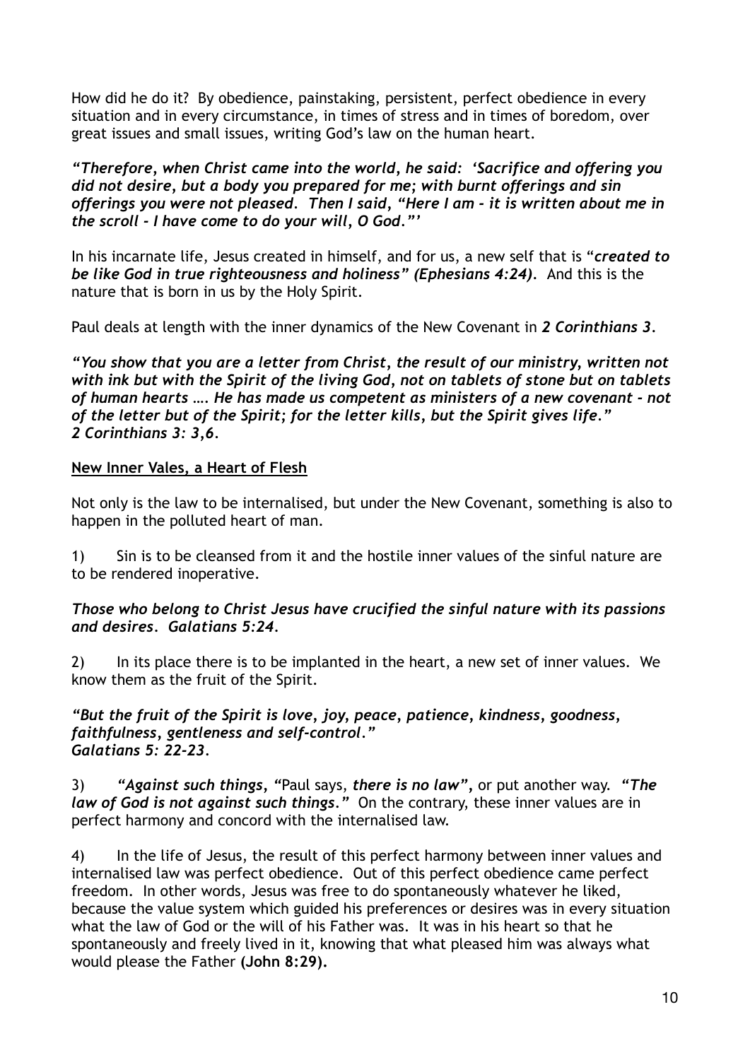How did he do it? By obedience, painstaking, persistent, perfect obedience in every situation and in every circumstance, in times of stress and in times of boredom, over great issues and small issues, writing God's law on the human heart.

***"Therefore, when Christ came into the world, he said: 'Sacrifice and offering you did not desire, but a body you prepared for me; with burnt offerings and sin offerings you were not pleased. Then I said, "Here I am - it is written about me in the scroll - I have come to do your will, O God."'***

In his incarnate life, Jesus created in himself, and for us, a new self that is "***created to be like God in true righteousness and holiness" (Ephesians 4:24).*** And this is the nature that is born in us by the Holy Spirit.

Paul deals at length with the inner dynamics of the New Covenant in ***2 Corinthians 3.***

***"You show that you are a letter from Christ, the result of our ministry, written not with ink but with the Spirit of the living God, not on tablets of stone but on tablets of human hearts …. He has made us competent as ministers of a new covenant - not of the letter but of the Spirit; for the letter kills, but the Spirit gives life." 2 Corinthians 3: 3,6.***

<u>**New Inner Vales, a Heart of Flesh**</u>

Not only is the law to be internalised, but under the New Covenant, something is also to happen in the polluted heart of man.

1) Sin is to be cleansed from it and the hostile inner values of the sinful nature are to be rendered inoperative.

***Those who belong to Christ Jesus have crucified the sinful nature with its passions and desires. Galatians 5:24.***

2) In its place there is to be implanted in the heart, a new set of inner values. We know them as the fruit of the Spirit.

***"But the fruit of the Spirit is love, joy, peace, patience, kindness, goodness, faithfulness, gentleness and self-control." Galatians 5: 22-23.***

3) ***"Against such things, "***Paul says, ***there is no law"***, or put another way. ***"The law of God is not against such things."*** On the contrary, these inner values are in perfect harmony and concord with the internalised law.

4) In the life of Jesus, the result of this perfect harmony between inner values and internalised law was perfect obedience. Out of this perfect obedience came perfect freedom. In other words, Jesus was free to do spontaneously whatever he liked, because the value system which guided his preferences or desires was in every situation what the law of God or the will of his Father was. It was in his heart so that he spontaneously and freely lived in it, knowing that what pleased him was always what would please the Father **(John 8:29).**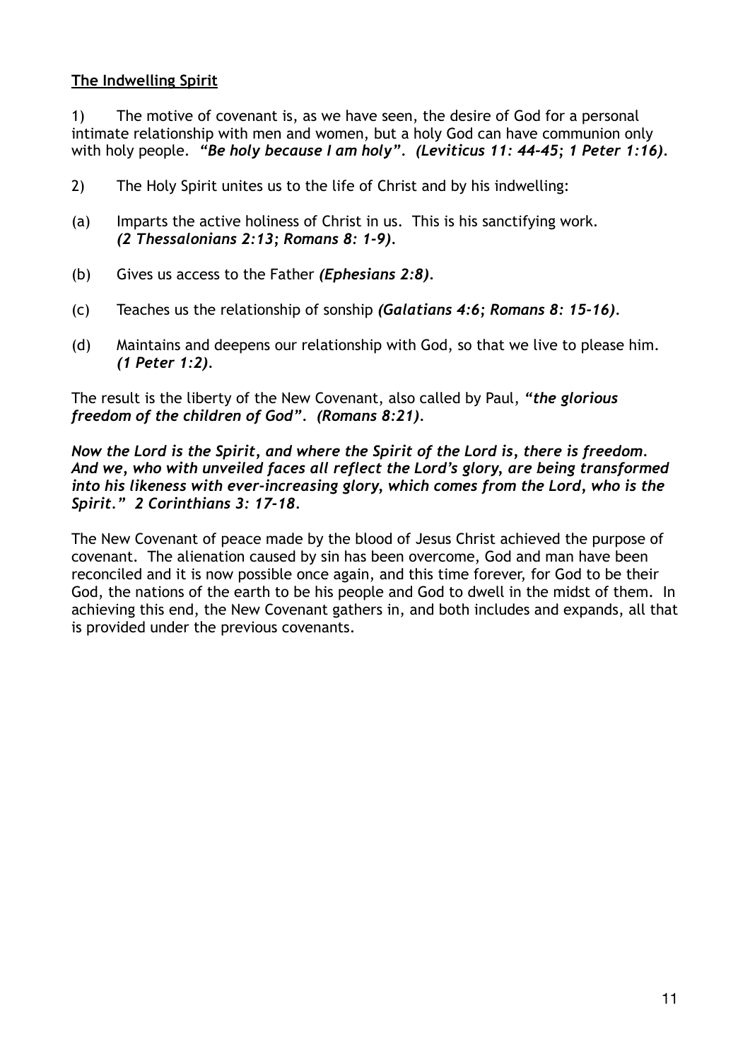**The Indwelling Spirit**

1) The motive of covenant is, as we have seen, the desire of God for a personal intimate relationship with men and women, but a holy God can have communion only with holy people. ***"Be holy because I am holy". (Leviticus 11: 44-45; 1 Peter 1:16).***

2) The Holy Spirit unites us to the life of Christ and by his indwelling:

(a) Imparts the active holiness of Christ in us. This is his sanctifying work. ***(2 Thessalonians 2:13; Romans 8: 1-9).***

(b) Gives us access to the Father ***(Ephesians 2:8).***

(c) Teaches us the relationship of sonship ***(Galatians 4:6; Romans 8: 15-16).***

(d) Maintains and deepens our relationship with God, so that we live to please him. ***(1 Peter 1:2).***

The result is the liberty of the New Covenant, also called by Paul, ***"the glorious freedom of the children of God". (Romans 8:21).***

***Now the Lord is the Spirit, and where the Spirit of the Lord is, there is freedom. And we, who with unveiled faces all reflect the Lord's glory, are being transformed into his likeness with ever-increasing glory, which comes from the Lord, who is the Spirit." 2 Corinthians 3: 17-18.***

The New Covenant of peace made by the blood of Jesus Christ achieved the purpose of covenant. The alienation caused by sin has been overcome, God and man have been reconciled and it is now possible once again, and this time forever, for God to be their God, the nations of the earth to be his people and God to dwell in the midst of them. In achieving this end, the New Covenant gathers in, and both includes and expands, all that is provided under the previous covenants.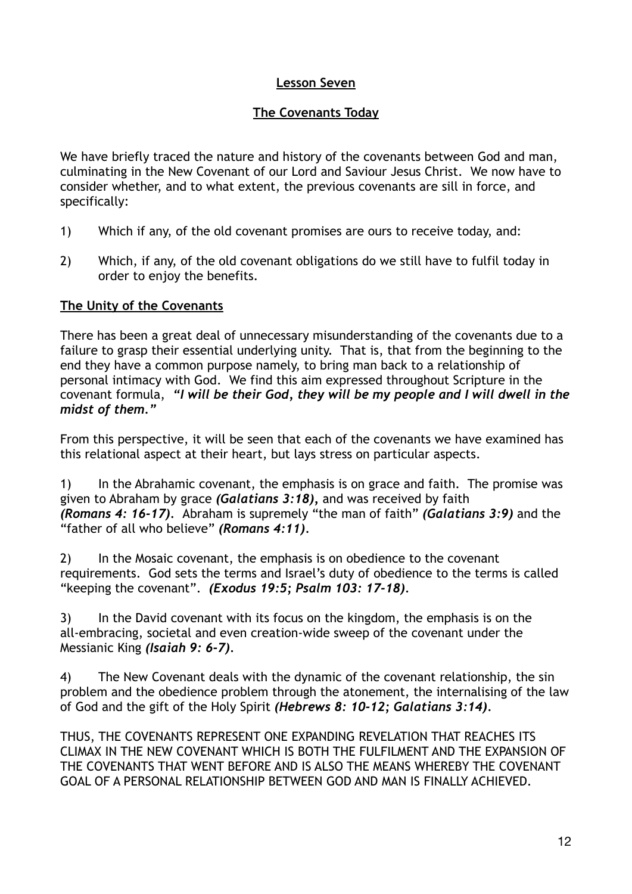## Lesson Seven

## The Covenants Today

We have briefly traced the nature and history of the covenants between God and man, culminating in the New Covenant of our Lord and Saviour Jesus Christ. We now have to consider whether, and to what extent, the previous covenants are sill in force, and specifically:

1) Which if any, of the old covenant promises are ours to receive today, and:

2) Which, if any, of the old covenant obligations do we still have to fulfil today in order to enjoy the benefits.

### The Unity of the Covenants

There has been a great deal of unnecessary misunderstanding of the covenants due to a failure to grasp their essential underlying unity. That is, that from the beginning to the end they have a common purpose namely, to bring man back to a relationship of personal intimacy with God. We find this aim expressed throughout Scripture in the covenant formula, ***"I will be their God, they will be my people and I will dwell in the midst of them."***

From this perspective, it will be seen that each of the covenants we have examined has this relational aspect at their heart, but lays stress on particular aspects.

1) In the Abrahamic covenant, the emphasis is on grace and faith. The promise was given to Abraham by grace ***(Galatians 3:18),*** and was received by faith ***(Romans 4: 16-17)***. Abraham is supremely "the man of faith" ***(Galatians 3:9)*** and the "father of all who believe" ***(Romans 4:11)***.

2) In the Mosaic covenant, the emphasis is on obedience to the covenant requirements. God sets the terms and Israel's duty of obedience to the terms is called "keeping the covenant". ***(Exodus 19:5; Psalm 103: 17-18)***.

3) In the David covenant with its focus on the kingdom, the emphasis is on the all-embracing, societal and even creation-wide sweep of the covenant under the Messianic King ***(Isaiah 9: 6-7)***.

4) The New Covenant deals with the dynamic of the covenant relationship, the sin problem and the obedience problem through the atonement, the internalising of the law of God and the gift of the Holy Spirit ***(Hebrews 8: 10-12; Galatians 3:14)***.

THUS, THE COVENANTS REPRESENT ONE EXPANDING REVELATION THAT REACHES ITS CLIMAX IN THE NEW COVENANT WHICH IS BOTH THE FULFILMENT AND THE EXPANSION OF THE COVENANTS THAT WENT BEFORE AND IS ALSO THE MEANS WHEREBY THE COVENANT GOAL OF A PERSONAL RELATIONSHIP BETWEEN GOD AND MAN IS FINALLY ACHIEVED.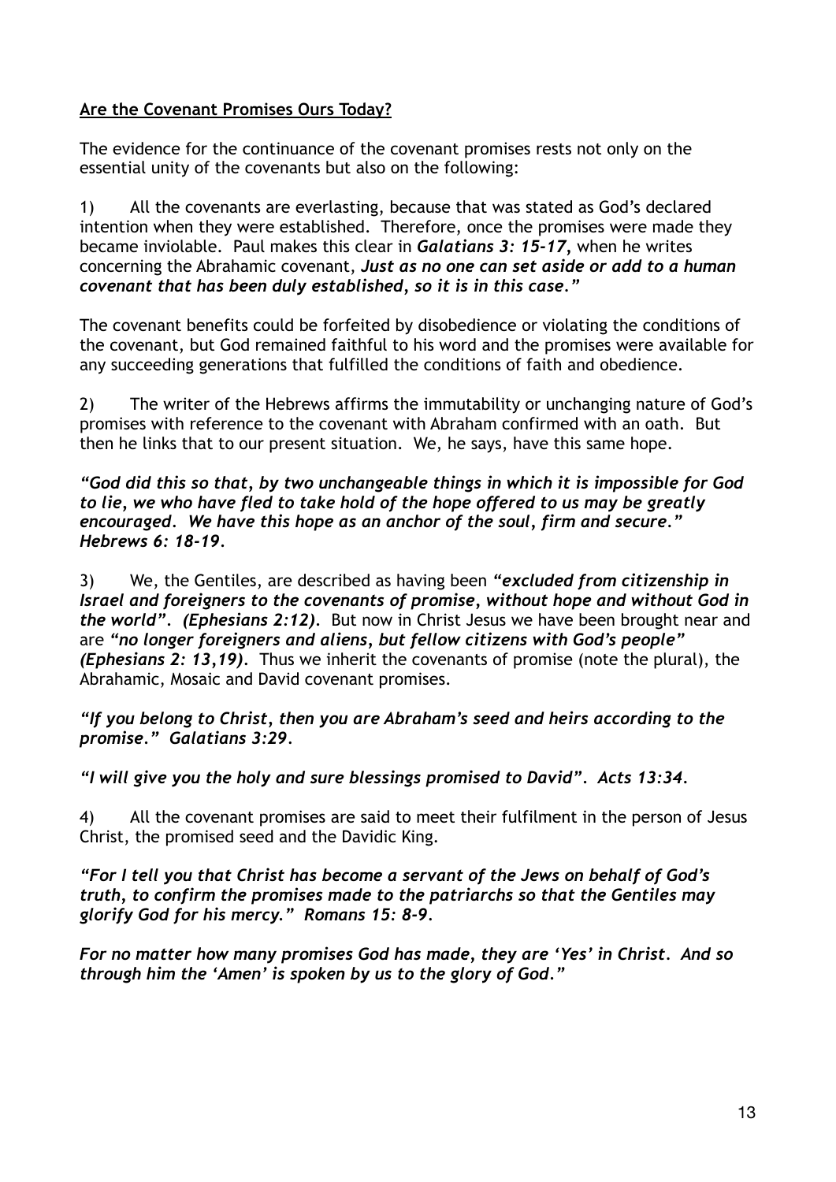**Are the Covenant Promises Ours Today?**

The evidence for the continuance of the covenant promises rests not only on the essential unity of the covenants but also on the following:

1) All the covenants are everlasting, because that was stated as God's declared intention when they were established. Therefore, once the promises were made they became inviolable. Paul makes this clear in ***Galatians 3: 15-17***, when he writes concerning the Abrahamic covenant, ***Just as no one can set aside or add to a human covenant that has been duly established, so it is in this case."***

The covenant benefits could be forfeited by disobedience or violating the conditions of the covenant, but God remained faithful to his word and the promises were available for any succeeding generations that fulfilled the conditions of faith and obedience.

2) The writer of the Hebrews affirms the immutability or unchanging nature of God's promises with reference to the covenant with Abraham confirmed with an oath. But then he links that to our present situation. We, he says, have this same hope.

***"God did this so that, by two unchangeable things in which it is impossible for God to lie, we who have fled to take hold of the hope offered to us may be greatly encouraged. We have this hope as an anchor of the soul, firm and secure." Hebrews 6: 18-19.***

3) We, the Gentiles, are described as having been ***"excluded from citizenship in Israel and foreigners to the covenants of promise, without hope and without God in the world". (Ephesians 2:12).*** But now in Christ Jesus we have been brought near and are ***"no longer foreigners and aliens, but fellow citizens with God's people" (Ephesians 2: 13,19).*** Thus we inherit the covenants of promise (note the plural), the Abrahamic, Mosaic and David covenant promises.

***"If you belong to Christ, then you are Abraham's seed and heirs according to the promise." Galatians 3:29.***

***"I will give you the holy and sure blessings promised to David". Acts 13:34.***

4) All the covenant promises are said to meet their fulfilment in the person of Jesus Christ, the promised seed and the Davidic King.

***"For I tell you that Christ has become a servant of the Jews on behalf of God's truth, to confirm the promises made to the patriarchs so that the Gentiles may glorify God for his mercy." Romans 15: 8-9.***

***For no matter how many promises God has made, they are 'Yes' in Christ. And so through him the 'Amen' is spoken by us to the glory of God."***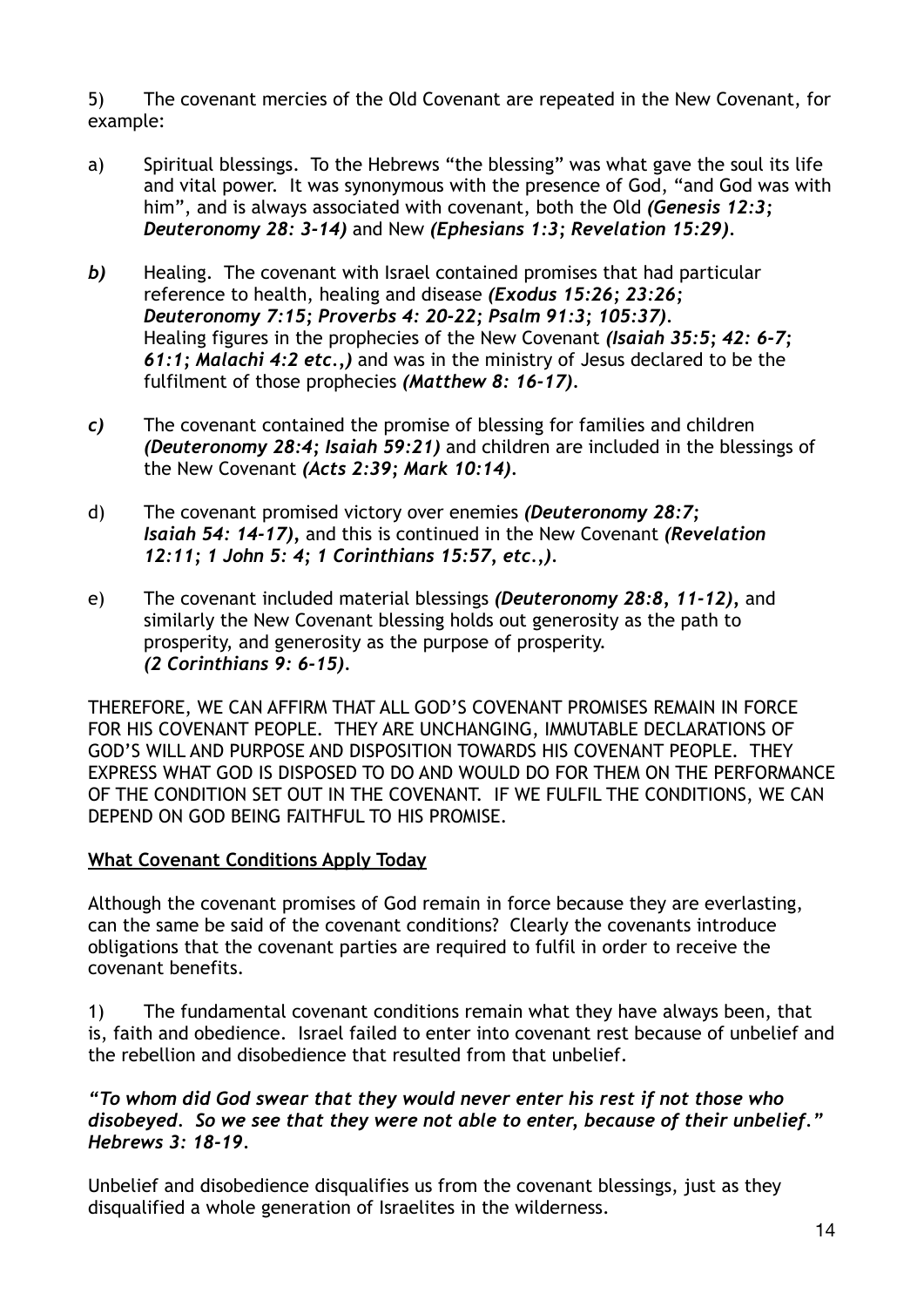5) The covenant mercies of the Old Covenant are repeated in the New Covenant, for example:

a) Spiritual blessings. To the Hebrews "the blessing" was what gave the soul its life and vital power. It was synonymous with the presence of God, "and God was with him", and is always associated with covenant, both the Old ***(Genesis 12:3; Deuteronomy 28: 3-14)*** and New ***(Ephesians 1:3; Revelation 15:29)***.

***b)*** Healing. The covenant with Israel contained promises that had particular reference to health, healing and disease ***(Exodus 15:26; 23:26; Deuteronomy 7:15; Proverbs 4: 20-22; Psalm 91:3; 105:37)***. Healing figures in the prophecies of the New Covenant ***(Isaiah 35:5; 42: 6-7; 61:1; Malachi 4:2 etc.,)*** and was in the ministry of Jesus declared to be the fulfilment of those prophecies ***(Matthew 8: 16-17)***.

***c)*** The covenant contained the promise of blessing for families and children ***(Deuteronomy 28:4; Isaiah 59:21)*** and children are included in the blessings of the New Covenant ***(Acts 2:39; Mark 10:14)***.

d) The covenant promised victory over enemies ***(Deuteronomy 28:7; Isaiah 54: 14-17)***, and this is continued in the New Covenant ***(Revelation 12:11; 1 John 5: 4; 1 Corinthians 15:57, etc.,)***.

e) The covenant included material blessings ***(Deuteronomy 28:8, 11-12)***, and similarly the New Covenant blessing holds out generosity as the path to prosperity, and generosity as the purpose of prosperity. ***(2 Corinthians 9: 6-15)***.

THEREFORE, WE CAN AFFIRM THAT ALL GOD'S COVENANT PROMISES REMAIN IN FORCE FOR HIS COVENANT PEOPLE. THEY ARE UNCHANGING, IMMUTABLE DECLARATIONS OF GOD'S WILL AND PURPOSE AND DISPOSITION TOWARDS HIS COVENANT PEOPLE. THEY EXPRESS WHAT GOD IS DISPOSED TO DO AND WOULD DO FOR THEM ON THE PERFORMANCE OF THE CONDITION SET OUT IN THE COVENANT. IF WE FULFIL THE CONDITIONS, WE CAN DEPEND ON GOD BEING FAITHFUL TO HIS PROMISE.

**<u>What Covenant Conditions Apply Today</u>**

Although the covenant promises of God remain in force because they are everlasting, can the same be said of the covenant conditions? Clearly the covenants introduce obligations that the covenant parties are required to fulfil in order to receive the covenant benefits.

1) The fundamental covenant conditions remain what they have always been, that is, faith and obedience. Israel failed to enter into covenant rest because of unbelief and the rebellion and disobedience that resulted from that unbelief.

***"To whom did God swear that they would never enter his rest if not those who disobeyed. So we see that they were not able to enter, because of their unbelief." Hebrews 3: 18-19.***

Unbelief and disobedience disqualifies us from the covenant blessings, just as they disqualified a whole generation of Israelites in the wilderness.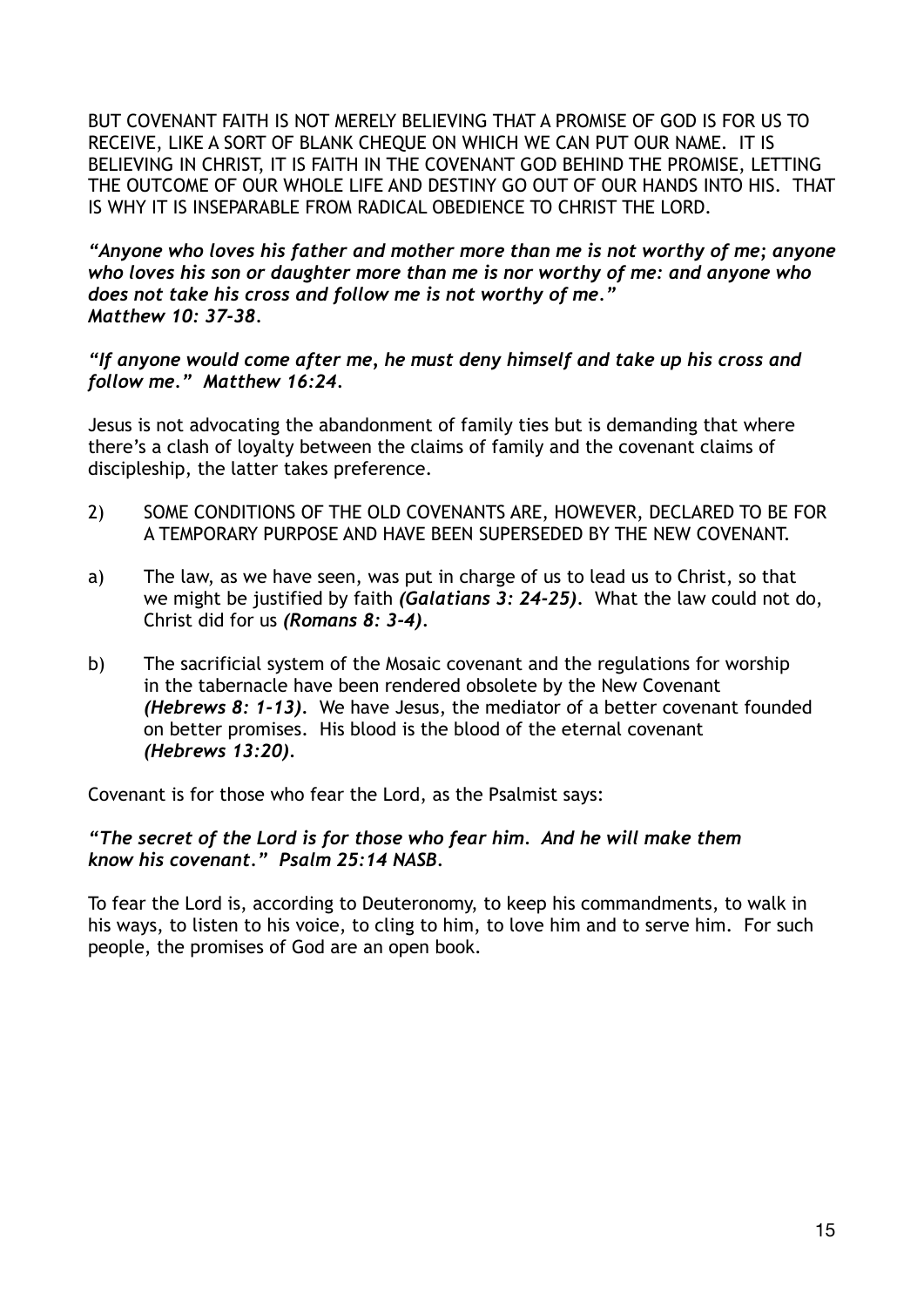BUT COVENANT FAITH IS NOT MERELY BELIEVING THAT A PROMISE OF GOD IS FOR US TO RECEIVE, LIKE A SORT OF BLANK CHEQUE ON WHICH WE CAN PUT OUR NAME. IT IS BELIEVING IN CHRIST, IT IS FAITH IN THE COVENANT GOD BEHIND THE PROMISE, LETTING THE OUTCOME OF OUR WHOLE LIFE AND DESTINY GO OUT OF OUR HANDS INTO HIS. THAT IS WHY IT IS INSEPARABLE FROM RADICAL OBEDIENCE TO CHRIST THE LORD.

***"Anyone who loves his father and mother more than me is not worthy of me; anyone who loves his son or daughter more than me is nor worthy of me: and anyone who does not take his cross and follow me is not worthy of me." Matthew 10: 37-38.***

***"If anyone would come after me, he must deny himself and take up his cross and follow me." Matthew 16:24.***

Jesus is not advocating the abandonment of family ties but is demanding that where there's a clash of loyalty between the claims of family and the covenant claims of discipleship, the latter takes preference.

2) SOME CONDITIONS OF THE OLD COVENANTS ARE, HOWEVER, DECLARED TO BE FOR A TEMPORARY PURPOSE AND HAVE BEEN SUPERSEDED BY THE NEW COVENANT.

a) The law, as we have seen, was put in charge of us to lead us to Christ, so that we might be justified by faith ***(Galatians 3: 24-25)***. What the law could not do, Christ did for us ***(Romans 8: 3-4)***.

b) The sacrificial system of the Mosaic covenant and the regulations for worship in the tabernacle have been rendered obsolete by the New Covenant ***(Hebrews 8: 1-13)***. We have Jesus, the mediator of a better covenant founded on better promises. His blood is the blood of the eternal covenant ***(Hebrews 13:20)***.

Covenant is for those who fear the Lord, as the Psalmist says:

***"The secret of the Lord is for those who fear him. And he will make them know his covenant." Psalm 25:14 NASB.***

To fear the Lord is, according to Deuteronomy, to keep his commandments, to walk in his ways, to listen to his voice, to cling to him, to love him and to serve him. For such people, the promises of God are an open book.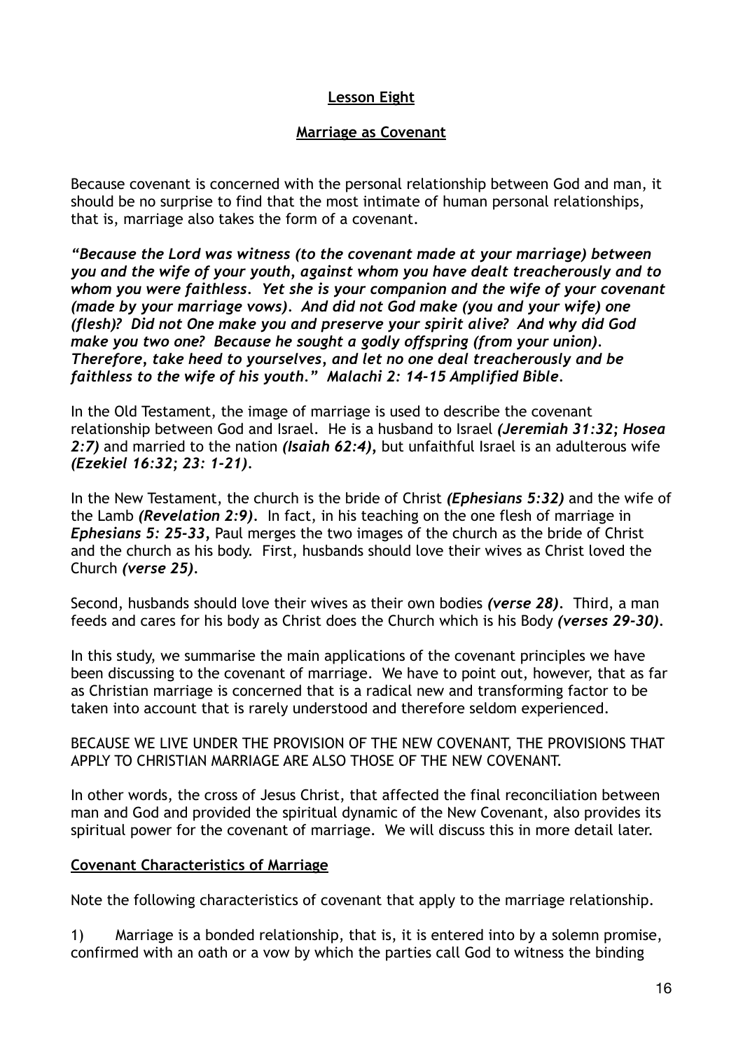**Lesson Eight**

**Marriage as Covenant**

Because covenant is concerned with the personal relationship between God and man, it should be no surprise to find that the most intimate of human personal relationships, that is, marriage also takes the form of a covenant.

***"Because the Lord was witness (to the covenant made at your marriage) between you and the wife of your youth, against whom you have dealt treacherously and to whom you were faithless. Yet she is your companion and the wife of your covenant (made by your marriage vows). And did not God make (you and your wife) one (flesh)? Did not One make you and preserve your spirit alive? And why did God make you two one? Because he sought a godly offspring (from your union). Therefore, take heed to yourselves, and let no one deal treacherously and be faithless to the wife of his youth." Malachi 2: 14-15 Amplified Bible.***

In the Old Testament, the image of marriage is used to describe the covenant relationship between God and Israel. He is a husband to Israel ***(Jeremiah 31:32; Hosea 2:7)*** and married to the nation ***(Isaiah 62:4),*** but unfaithful Israel is an adulterous wife ***(Ezekiel 16:32; 23: 1-21).***

In the New Testament, the church is the bride of Christ ***(Ephesians 5:32)*** and the wife of the Lamb ***(Revelation 2:9).*** In fact, in his teaching on the one flesh of marriage in ***Ephesians 5: 25-33,*** Paul merges the two images of the church as the bride of Christ and the church as his body. First, husbands should love their wives as Christ loved the Church ***(verse 25).***

Second, husbands should love their wives as their own bodies ***(verse 28).*** Third, a man feeds and cares for his body as Christ does the Church which is his Body ***(verses 29-30).***

In this study, we summarise the main applications of the covenant principles we have been discussing to the covenant of marriage. We have to point out, however, that as far as Christian marriage is concerned that is a radical new and transforming factor to be taken into account that is rarely understood and therefore seldom experienced.

BECAUSE WE LIVE UNDER THE PROVISION OF THE NEW COVENANT, THE PROVISIONS THAT APPLY TO CHRISTIAN MARRIAGE ARE ALSO THOSE OF THE NEW COVENANT.

In other words, the cross of Jesus Christ, that affected the final reconciliation between man and God and provided the spiritual dynamic of the New Covenant, also provides its spiritual power for the covenant of marriage. We will discuss this in more detail later.

**Covenant Characteristics of Marriage**

Note the following characteristics of covenant that apply to the marriage relationship.

1) Marriage is a bonded relationship, that is, it is entered into by a solemn promise, confirmed with an oath or a vow by which the parties call God to witness the binding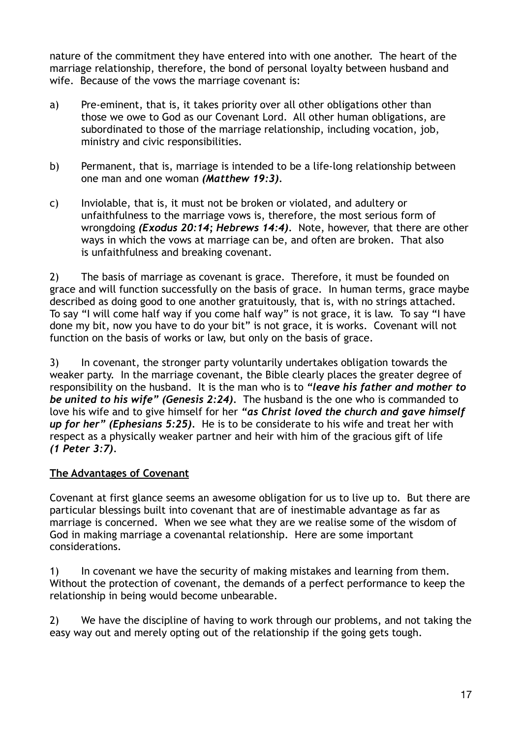nature of the commitment they have entered into with one another. The heart of the marriage relationship, therefore, the bond of personal loyalty between husband and wife. Because of the vows the marriage covenant is:

a) Pre-eminent, that is, it takes priority over all other obligations other than those we owe to God as our Covenant Lord. All other human obligations, are subordinated to those of the marriage relationship, including vocation, job, ministry and civic responsibilities.

b) Permanent, that is, marriage is intended to be a life-long relationship between one man and one woman ***(Matthew 19:3)***.

c) Inviolable, that is, it must not be broken or violated, and adultery or unfaithfulness to the marriage vows is, therefore, the most serious form of wrongdoing ***(Exodus 20:14; Hebrews 14:4)***. Note, however, that there are other ways in which the vows at marriage can be, and often are broken. That also is unfaithfulness and breaking covenant.

2) The basis of marriage as covenant is grace. Therefore, it must be founded on grace and will function successfully on the basis of grace. In human terms, grace maybe described as doing good to one another gratuitously, that is, with no strings attached. To say "I will come half way if you come half way" is not grace, it is law. To say "I have done my bit, now you have to do your bit" is not grace, it is works. Covenant will not function on the basis of works or law, but only on the basis of grace.

3) In covenant, the stronger party voluntarily undertakes obligation towards the weaker party. In the marriage covenant, the Bible clearly places the greater degree of responsibility on the husband. It is the man who is to ***"leave his father and mother to be united to his wife" (Genesis 2:24)***. The husband is the one who is commanded to love his wife and to give himself for her ***"as Christ loved the church and gave himself up for her" (Ephesians 5:25)***. He is to be considerate to his wife and treat her with respect as a physically weaker partner and heir with him of the gracious gift of life ***(1 Peter 3:7)***.

## The Advantages of Covenant

Covenant at first glance seems an awesome obligation for us to live up to. But there are particular blessings built into covenant that are of inestimable advantage as far as marriage is concerned. When we see what they are we realise some of the wisdom of God in making marriage a covenantal relationship. Here are some important considerations.

1) In covenant we have the security of making mistakes and learning from them. Without the protection of covenant, the demands of a perfect performance to keep the relationship in being would become unbearable.

2) We have the discipline of having to work through our problems, and not taking the easy way out and merely opting out of the relationship if the going gets tough.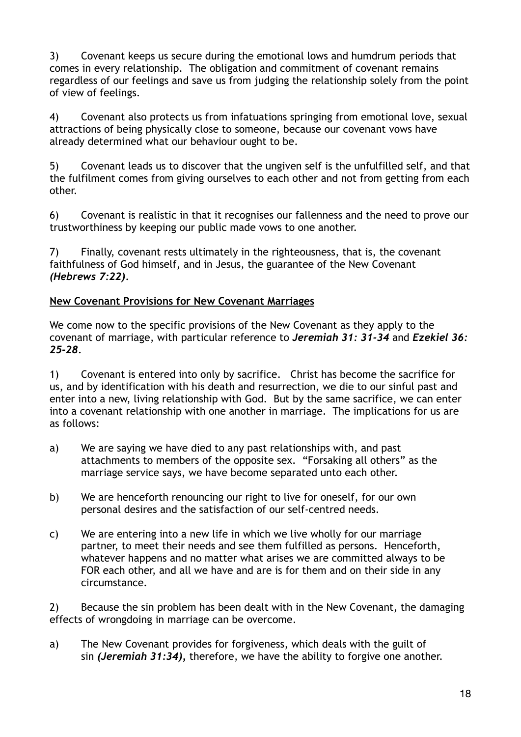3) Covenant keeps us secure during the emotional lows and humdrum periods that comes in every relationship. The obligation and commitment of covenant remains regardless of our feelings and save us from judging the relationship solely from the point of view of feelings.

4) Covenant also protects us from infatuations springing from emotional love, sexual attractions of being physically close to someone, because our covenant vows have already determined what our behaviour ought to be.

5) Covenant leads us to discover that the ungiven self is the unfulfilled self, and that the fulfilment comes from giving ourselves to each other and not from getting from each other.

6) Covenant is realistic in that it recognises our fallenness and the need to prove our trustworthiness by keeping our public made vows to one another.

7) Finally, covenant rests ultimately in the righteousness, that is, the covenant faithfulness of God himself, and in Jesus, the guarantee of the New Covenant ***(Hebrews 7:22)***.

<u>**New Covenant Provisions for New Covenant Marriages**</u>

We come now to the specific provisions of the New Covenant as they apply to the covenant of marriage, with particular reference to ***Jeremiah 31: 31-34*** and ***Ezekiel 36: 25-28***.

1) Covenant is entered into only by sacrifice. Christ has become the sacrifice for us, and by identification with his death and resurrection, we die to our sinful past and enter into a new, living relationship with God. But by the same sacrifice, we can enter into a covenant relationship with one another in marriage. The implications for us are as follows:

a) We are saying we have died to any past relationships with, and past attachments to members of the opposite sex. "Forsaking all others" as the marriage service says, we have become separated unto each other.

b) We are henceforth renouncing our right to live for oneself, for our own personal desires and the satisfaction of our self-centred needs.

c) We are entering into a new life in which we live wholly for our marriage partner, to meet their needs and see them fulfilled as persons. Henceforth, whatever happens and no matter what arises we are committed always to be FOR each other, and all we have and are is for them and on their side in any circumstance.

2) Because the sin problem has been dealt with in the New Covenant, the damaging effects of wrongdoing in marriage can be overcome.

a) The New Covenant provides for forgiveness, which deals with the guilt of sin ***(Jeremiah 31:34)***, therefore, we have the ability to forgive one another.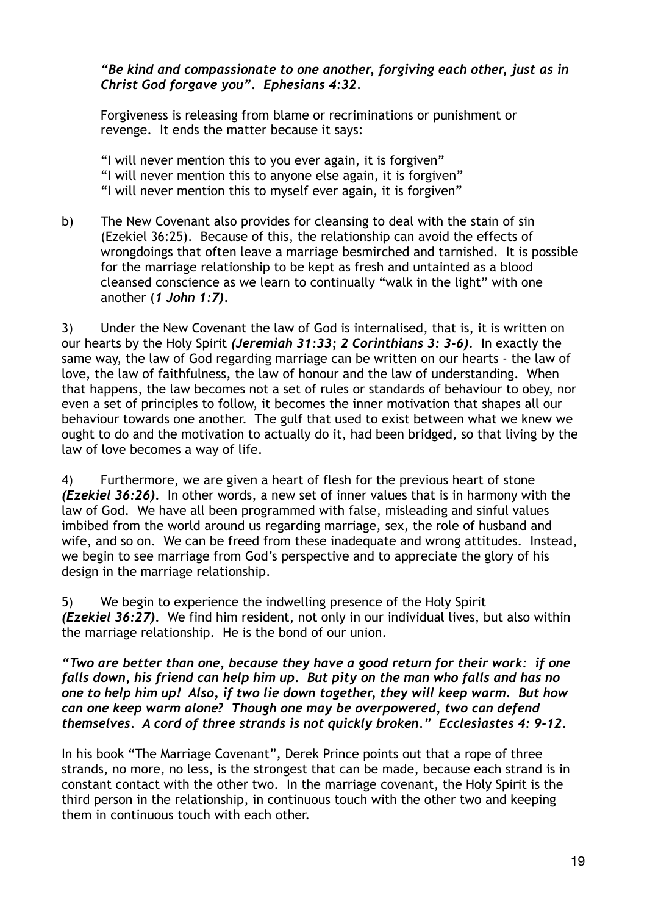*"Be kind and compassionate to one another, forgiving each other, just as in Christ God forgave you". Ephesians 4:32.*

Forgiveness is releasing from blame or recriminations or punishment or revenge. It ends the matter because it says:

"I will never mention this to you ever again, it is forgiven"
"I will never mention this to anyone else again, it is forgiven"
"I will never mention this to myself ever again, it is forgiven"

b) The New Covenant also provides for cleansing to deal with the stain of sin (Ezekiel 36:25). Because of this, the relationship can avoid the effects of wrongdoings that often leave a marriage besmirched and tarnished. It is possible for the marriage relationship to be kept as fresh and untainted as a blood cleansed conscience as we learn to continually "walk in the light" with one another (***1 John 1:7)***.

3) Under the New Covenant the law of God is internalised, that is, it is written on our hearts by the Holy Spirit ***(Jeremiah 31:33; 2 Corinthians 3: 3-6)***. In exactly the same way, the law of God regarding marriage can be written on our hearts - the law of love, the law of faithfulness, the law of honour and the law of understanding. When that happens, the law becomes not a set of rules or standards of behaviour to obey, nor even a set of principles to follow, it becomes the inner motivation that shapes all our behaviour towards one another. The gulf that used to exist between what we knew we ought to do and the motivation to actually do it, had been bridged, so that living by the law of love becomes a way of life.

4) Furthermore, we are given a heart of flesh for the previous heart of stone ***(Ezekiel 36:26)***. In other words, a new set of inner values that is in harmony with the law of God. We have all been programmed with false, misleading and sinful values imbibed from the world around us regarding marriage, sex, the role of husband and wife, and so on. We can be freed from these inadequate and wrong attitudes. Instead, we begin to see marriage from God's perspective and to appreciate the glory of his design in the marriage relationship.

5) We begin to experience the indwelling presence of the Holy Spirit ***(Ezekiel 36:27)***. We find him resident, not only in our individual lives, but also within the marriage relationship. He is the bond of our union.

***"Two are better than one, because they have a good return for their work: if one falls down, his friend can help him up. But pity on the man who falls and has no one to help him up! Also, if two lie down together, they will keep warm. But how can one keep warm alone? Though one may be overpowered, two can defend themselves. A cord of three strands is not quickly broken." Ecclesiastes 4: 9-12.***

In his book "The Marriage Covenant", Derek Prince points out that a rope of three strands, no more, no less, is the strongest that can be made, because each strand is in constant contact with the other two. In the marriage covenant, the Holy Spirit is the third person in the relationship, in continuous touch with the other two and keeping them in continuous touch with each other.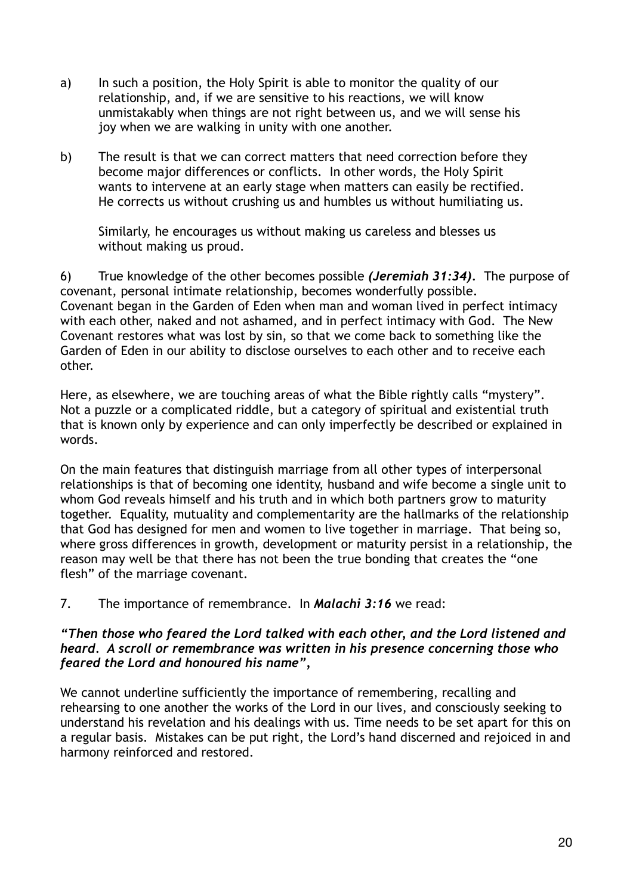a) In such a position, the Holy Spirit is able to monitor the quality of our relationship, and, if we are sensitive to his reactions, we will know unmistakably when things are not right between us, and we will sense his joy when we are walking in unity with one another.

b) The result is that we can correct matters that need correction before they become major differences or conflicts. In other words, the Holy Spirit wants to intervene at an early stage when matters can easily be rectified. He corrects us without crushing us and humbles us without humiliating us.

Similarly, he encourages us without making us careless and blesses us without making us proud.

6) True knowledge of the other becomes possible ***(Jeremiah 31:34)***. The purpose of covenant, personal intimate relationship, becomes wonderfully possible. Covenant began in the Garden of Eden when man and woman lived in perfect intimacy with each other, naked and not ashamed, and in perfect intimacy with God. The New Covenant restores what was lost by sin, so that we come back to something like the Garden of Eden in our ability to disclose ourselves to each other and to receive each other.

Here, as elsewhere, we are touching areas of what the Bible rightly calls "mystery". Not a puzzle or a complicated riddle, but a category of spiritual and existential truth that is known only by experience and can only imperfectly be described or explained in words.

On the main features that distinguish marriage from all other types of interpersonal relationships is that of becoming one identity, husband and wife become a single unit to whom God reveals himself and his truth and in which both partners grow to maturity together. Equality, mutuality and complementarity are the hallmarks of the relationship that God has designed for men and women to live together in marriage. That being so, where gross differences in growth, development or maturity persist in a relationship, the reason may well be that there has not been the true bonding that creates the "one flesh" of the marriage covenant.

7. The importance of remembrance. In ***Malachi 3:16*** we read:

***"Then those who feared the Lord talked with each other, and the Lord listened and heard. A scroll or remembrance was written in his presence concerning those who feared the Lord and honoured his name",***

We cannot underline sufficiently the importance of remembering, recalling and rehearsing to one another the works of the Lord in our lives, and consciously seeking to understand his revelation and his dealings with us. Time needs to be set apart for this on a regular basis. Mistakes can be put right, the Lord's hand discerned and rejoiced in and harmony reinforced and restored.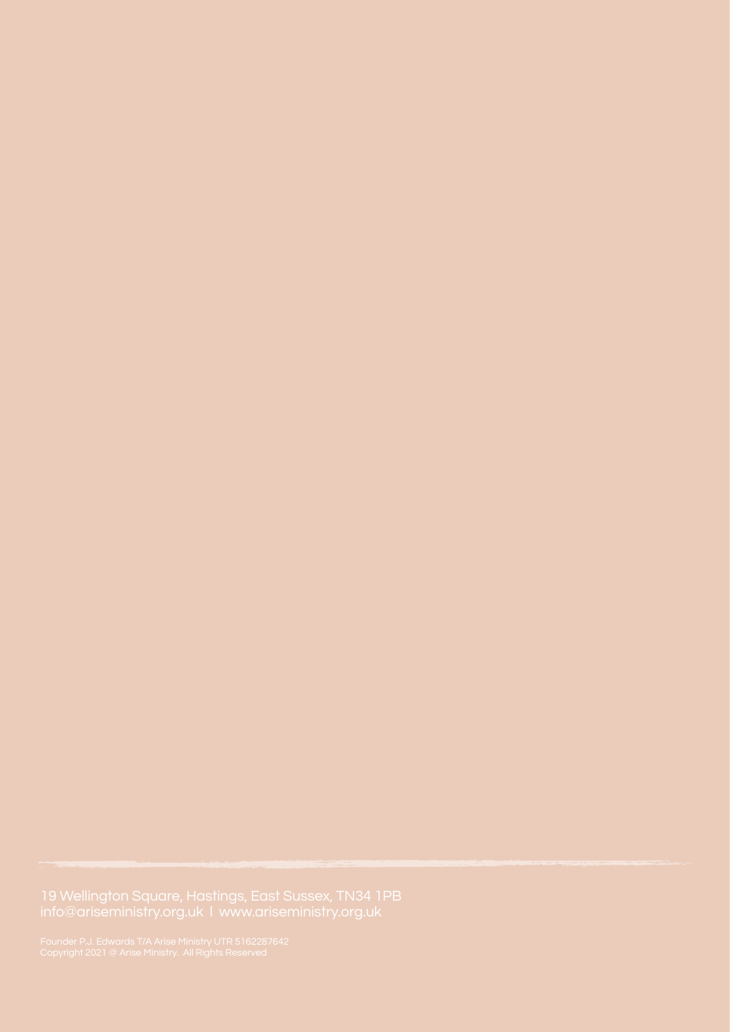19 Wellington Square, Hastings, East Sussex, TN34 1PB
info@ariseministry.org.uk | www.ariseministry.org.uk

Founder P.J. Edwards T/A Arise Ministry UTR 5162287642
Copyright 2021 @ Arise Ministry. All Rights Reserved